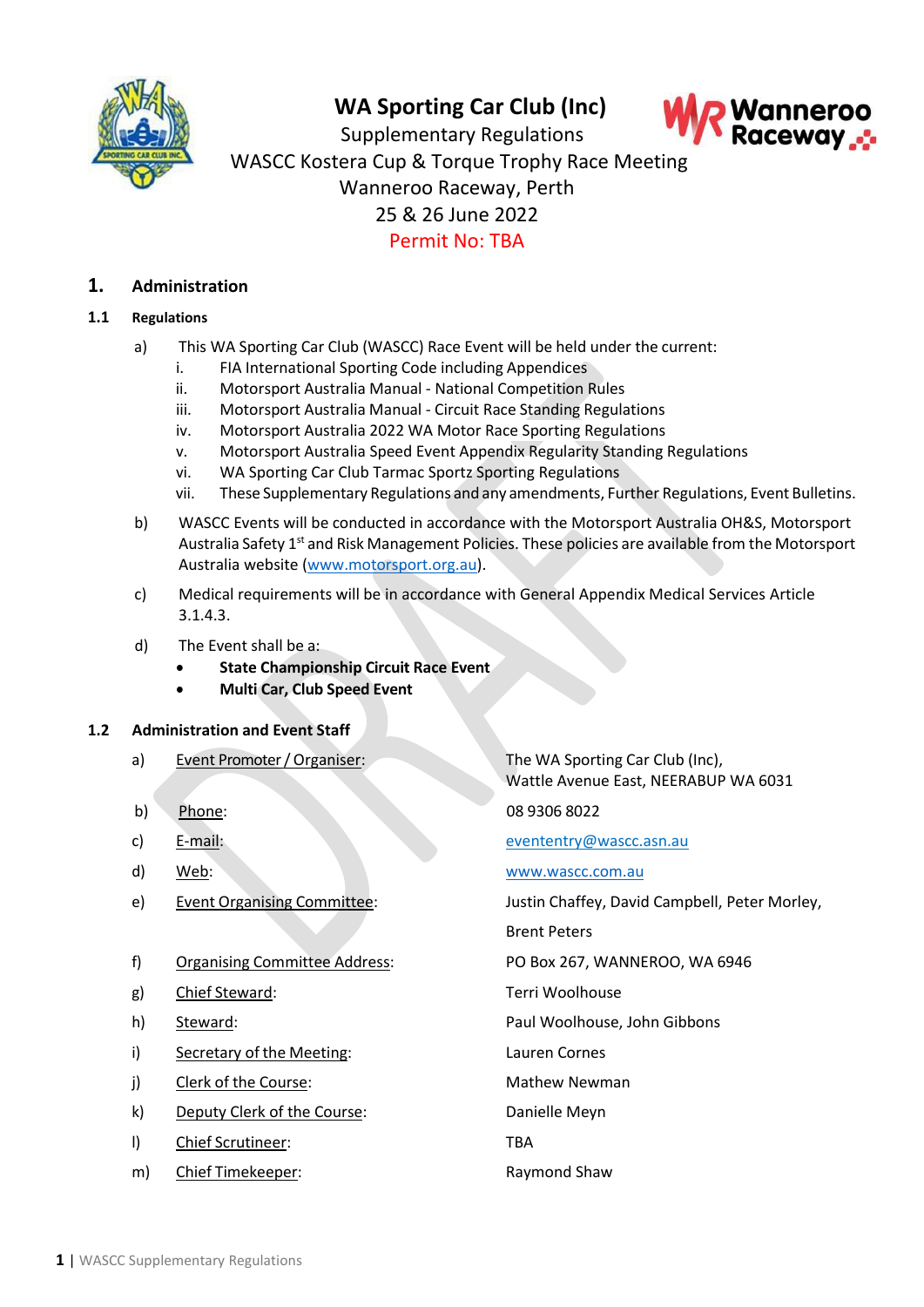# WA Sporting Car Club (Inc)

Supplementary Regulations
WASCC Kostera Cup & Torque Trophy Race Meeting
Wanneroo Raceway, Perth
25 & 26 June 2022
Permit No: TBA

## 1. Administration

### 1.1 Regulations

a) This WA Sporting Car Club (WASCC) Race Event will be held under the current:

   i. FIA International Sporting Code including Appendices
   ii. Motorsport Australia Manual - National Competition Rules
   iii. Motorsport Australia Manual - Circuit Race Standing Regulations
   iv. Motorsport Australia 2022 WA Motor Race Sporting Regulations
   v. Motorsport Australia Speed Event Appendix Regularity Standing Regulations
   vi. WA Sporting Car Club Tarmac Sportz Sporting Regulations
   vii. These Supplementary Regulations and any amendments, Further Regulations, Event Bulletins.

b) WASCC Events will be conducted in accordance with the Motorsport Australia OH&S, Motorsport Australia Safety 1st and Risk Management Policies. These policies are available from the Motorsport Australia website (www.motorsport.org.au).

c) Medical requirements will be in accordance with General Appendix Medical Services Article 3.1.4.3.

d) The Event shall be a:

- **State Championship Circuit Race Event**
- **Multi Car, Club Speed Event**

### 1.2 Administration and Event Staff

| | | |
|---|---|---|
| a) | Event Promoter / Organiser: | The WA Sporting Car Club (Inc), Wattle Avenue East, NEERABUP WA 6031 |
| b) | Phone: | 08 9306 8022 |
| c) | E-mail: | evententry@wascc.asn.au |
| d) | Web: | www.wascc.com.au |
| e) | Event Organising Committee: | Justin Chaffey, David Campbell, Peter Morley, Brent Peters |
| f) | Organising Committee Address: | PO Box 267, WANNEROO, WA 6946 |
| g) | Chief Steward: | Terri Woolhouse |
| h) | Steward: | Paul Woolhouse, John Gibbons |
| i) | Secretary of the Meeting: | Lauren Cornes |
| j) | Clerk of the Course: | Mathew Newman |
| k) | Deputy Clerk of the Course: | Danielle Meyn |
| l) | Chief Scrutineer: | TBA |
| m) | Chief Timekeeper: | Raymond Shaw |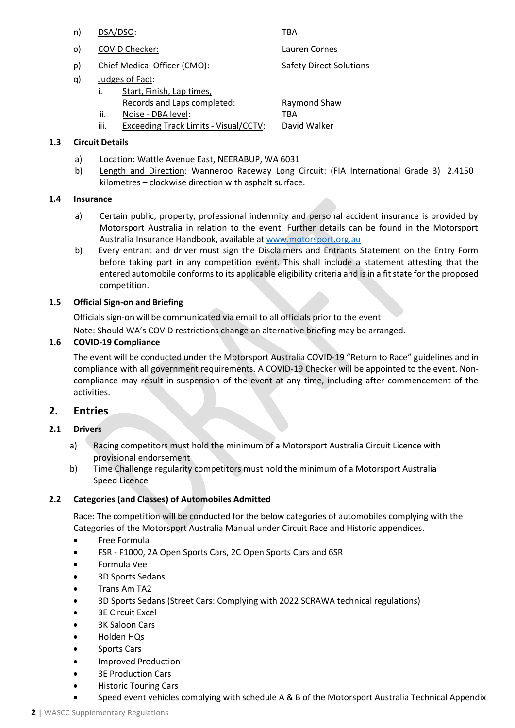n) DSA/DSO: TBA

o) COVID Checker: Lauren Cornes

p) Chief Medical Officer (CMO): Safety Direct Solutions

q) Judges of Fact:

   i. Start, Finish, Lap times, Records and Laps completed: Raymond Shaw

   ii. Noise - DBA level: TBA

   iii. Exceeding Track Limits - Visual/CCTV: David Walker

### 1.3 Circuit Details

a) Location: Wattle Avenue East, NEERABUP, WA 6031

b) Length and Direction: Wanneroo Raceway Long Circuit: (FIA International Grade 3) 2.4150 kilometres – clockwise direction with asphalt surface.

### 1.4 Insurance

a) Certain public, property, professional indemnity and personal accident insurance is provided by Motorsport Australia in relation to the event. Further details can be found in the Motorsport Australia Insurance Handbook, available at www.motorsport.org.au

b) Every entrant and driver must sign the Disclaimers and Entrants Statement on the Entry Form before taking part in any competition event. This shall include a statement attesting that the entered automobile conforms to its applicable eligibility criteria and is in a fit state for the proposed competition.

### 1.5 Official Sign-on and Briefing

Officials sign-on will be communicated via email to all officials prior to the event.

Note: Should WA's COVID restrictions change an alternative briefing may be arranged.

### 1.6 COVID-19 Compliance

The event will be conducted under the Motorsport Australia COVID-19 "Return to Race" guidelines and in compliance with all government requirements. A COVID-19 Checker will be appointed to the event. Non-compliance may result in suspension of the event at any time, including after commencement of the activities.

## 2. Entries

### 2.1 Drivers

a) Racing competitors must hold the minimum of a Motorsport Australia Circuit Licence with provisional endorsement

b) Time Challenge regularity competitors must hold the minimum of a Motorsport Australia Speed Licence

### 2.2 Categories (and Classes) of Automobiles Admitted

Race: The competition will be conducted for the below categories of automobiles complying with the Categories of the Motorsport Australia Manual under Circuit Race and Historic appendices.

- Free Formula
- FSR - F1000, 2A Open Sports Cars, 2C Open Sports Cars and 6SR
- Formula Vee
- 3D Sports Sedans
- Trans Am TA2
- 3D Sports Sedans (Street Cars: Complying with 2022 SCRAWA technical regulations)
- 3E Circuit Excel
- 3K Saloon Cars
- Holden HQs
- Sports Cars
- Improved Production
- 3E Production Cars
- Historic Touring Cars
- Speed event vehicles complying with schedule A & B of the Motorsport Australia Technical Appendix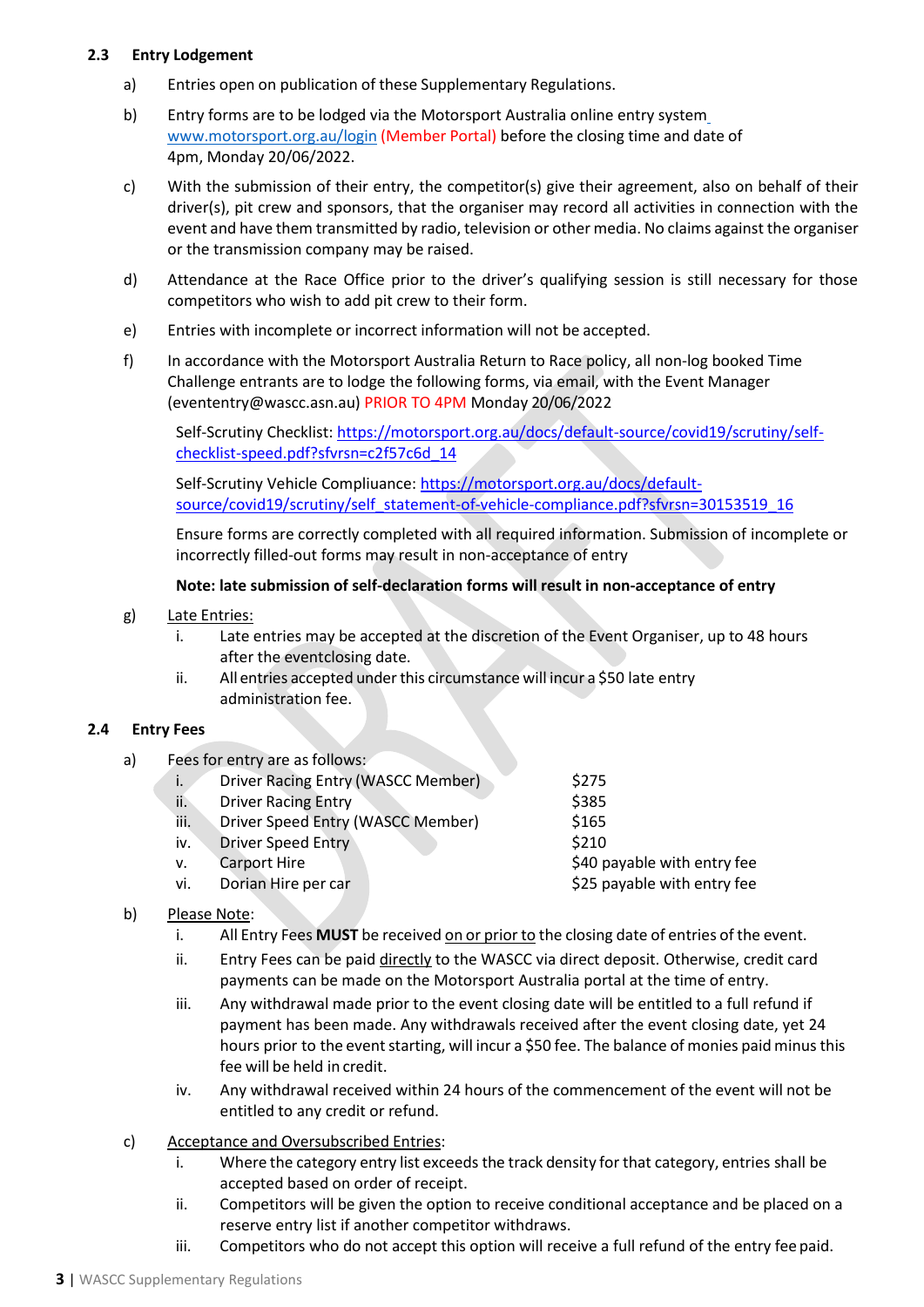### 2.3 Entry Lodgement

a) Entries open on publication of these Supplementary Regulations.

b) Entry forms are to be lodged via the Motorsport Australia online entry system www.motorsport.org.au/login (Member Portal) before the closing time and date of 4pm, Monday 20/06/2022.

c) With the submission of their entry, the competitor(s) give their agreement, also on behalf of their driver(s), pit crew and sponsors, that the organiser may record all activities in connection with the event and have them transmitted by radio, television or other media. No claims against the organiser or the transmission company may be raised.

d) Attendance at the Race Office prior to the driver's qualifying session is still necessary for those competitors who wish to add pit crew to their form.

e) Entries with incomplete or incorrect information will not be accepted.

f) In accordance with the Motorsport Australia Return to Race policy, all non-log booked Time Challenge entrants are to lodge the following forms, via email, with the Event Manager (evententry@wascc.asn.au) PRIOR TO 4PM Monday 20/06/2022

Self-Scrutiny Checklist: https://motorsport.org.au/docs/default-source/covid19/scrutiny/self-checklist-speed.pdf?sfvrsn=c2f57c6d_14

Self-Scrutiny Vehicle Compliuance: https://motorsport.org.au/docs/default-source/covid19/scrutiny/self_statement-of-vehicle-compliance.pdf?sfvrsn=30153519_16

Ensure forms are correctly completed with all required information. Submission of incomplete or incorrectly filled-out forms may result in non-acceptance of entry

**Note: late submission of self-declaration forms will result in non-acceptance of entry**

g) Late Entries:
   i. Late entries may be accepted at the discretion of the Event Organiser, up to 48 hours after the eventclosing date.
   ii. All entries accepted under this circumstance will incur a $50 late entry administration fee.

### 2.4 Entry Fees

a) Fees for entry are as follows:

| | | |
|---|---|---|
| i. | Driver Racing Entry (WASCC Member) | $275 |
| ii. | Driver Racing Entry | $385 |
| iii. | Driver Speed Entry (WASCC Member) | $165 |
| iv. | Driver Speed Entry | $210 |
| v. | Carport Hire | $40 payable with entry fee |
| vi. | Dorian Hire per car | $25 payable with entry fee |

b) Please Note:
   i. All Entry Fees **MUST** be received on or prior to the closing date of entries of the event.
   ii. Entry Fees can be paid directly to the WASCC via direct deposit. Otherwise, credit card payments can be made on the Motorsport Australia portal at the time of entry.
   iii. Any withdrawal made prior to the event closing date will be entitled to a full refund if payment has been made. Any withdrawals received after the event closing date, yet 24 hours prior to the event starting, will incur a $50 fee. The balance of monies paid minus this fee will be held in credit.
   iv. Any withdrawal received within 24 hours of the commencement of the event will not be entitled to any credit or refund.

c) Acceptance and Oversubscribed Entries:
   i. Where the category entry list exceeds the track density for that category, entries shall be accepted based on order of receipt.
   ii. Competitors will be given the option to receive conditional acceptance and be placed on a reserve entry list if another competitor withdraws.
   iii. Competitors who do not accept this option will receive a full refund of the entry fee paid.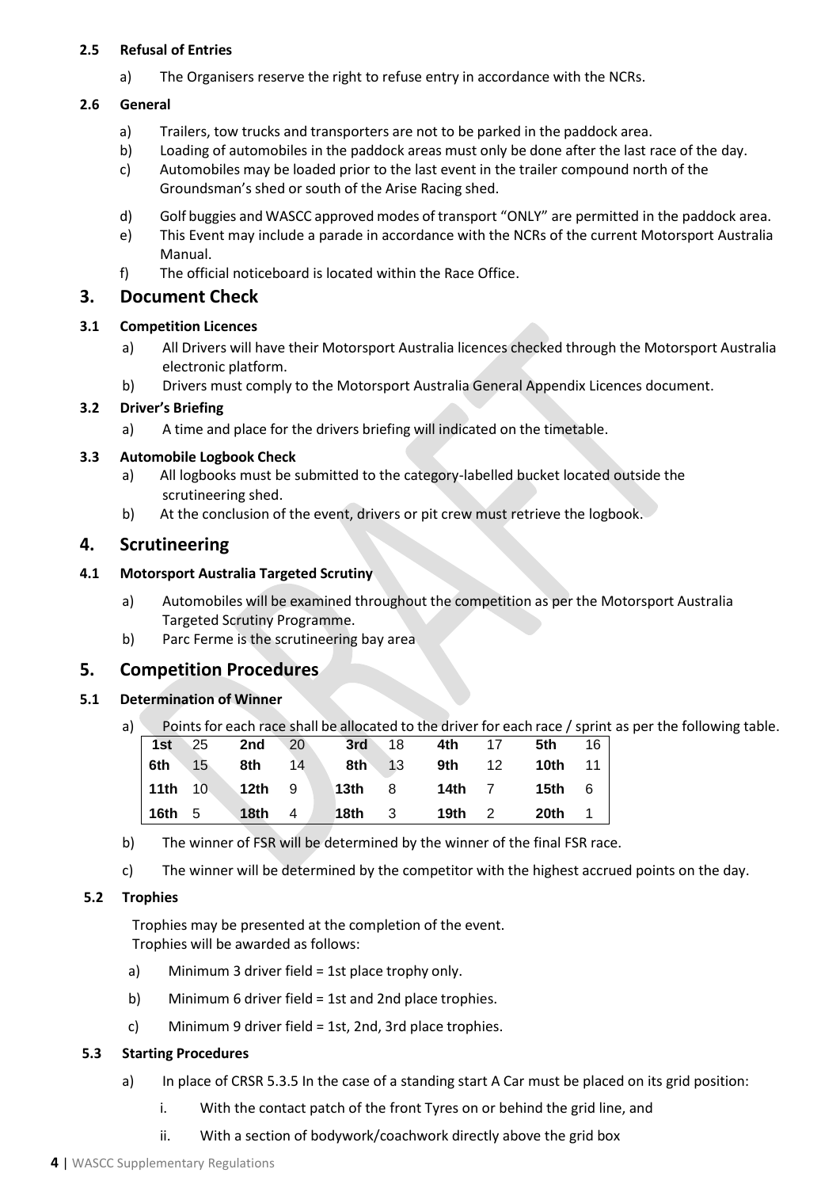**2.5 Refusal of Entries**

a) The Organisers reserve the right to refuse entry in accordance with the NCRs.

**2.6 General**

a) Trailers, tow trucks and transporters are not to be parked in the paddock area.
b) Loading of automobiles in the paddock areas must only be done after the last race of the day.
c) Automobiles may be loaded prior to the last event in the trailer compound north of the Groundsman's shed or south of the Arise Racing shed.
d) Golf buggies and WASCC approved modes of transport "ONLY" are permitted in the paddock area.
e) This Event may include a parade in accordance with the NCRs of the current Motorsport Australia Manual.
f) The official noticeboard is located within the Race Office.

## 3. Document Check

**3.1 Competition Licences**

a) All Drivers will have their Motorsport Australia licences checked through the Motorsport Australia electronic platform.
b) Drivers must comply to the Motorsport Australia General Appendix Licences document.

**3.2 Driver's Briefing**

a) A time and place for the drivers briefing will indicated on the timetable.

**3.3 Automobile Logbook Check**

a) All logbooks must be submitted to the category-labelled bucket located outside the scrutineering shed.
b) At the conclusion of the event, drivers or pit crew must retrieve the logbook.

## 4. Scrutineering

**4.1 Motorsport Australia Targeted Scrutiny**

a) Automobiles will be examined throughout the competition as per the Motorsport Australia Targeted Scrutiny Programme.
b) Parc Ferme is the scrutineering bay area

## 5. Competition Procedures

**5.1 Determination of Winner**

a) Points for each race shall be allocated to the driver for each race / sprint as per the following table.

| | | | | | | | | | |
|---|---|---|---|---|---|---|---|---|---|
| **1st** | 25 | **2nd** | 20 | **3rd** | 18 | **4th** | 17 | **5th** | 16 |
| **6th** | 15 | **8th** | 14 | **8th** | 13 | **9th** | 12 | **10th** | 11 |
| **11th** | 10 | **12th** | 9 | **13th** | 8 | **14th** | 7 | **15th** | 6 |
| **16th** | 5 | **18th** | 4 | **18th** | 3 | **19th** | 2 | **20th** | 1 |

b) The winner of FSR will be determined by the winner of the final FSR race.

c) The winner will be determined by the competitor with the highest accrued points on the day.

**5.2 Trophies**

Trophies may be presented at the completion of the event.
Trophies will be awarded as follows:

a) Minimum 3 driver field = 1st place trophy only.

b) Minimum 6 driver field = 1st and 2nd place trophies.

c) Minimum 9 driver field = 1st, 2nd, 3rd place trophies.

**5.3 Starting Procedures**

a) In place of CRSR 5.3.5 In the case of a standing start A Car must be placed on its grid position:

i. With the contact patch of the front Tyres on or behind the grid line, and

ii. With a section of bodywork/coachwork directly above the grid box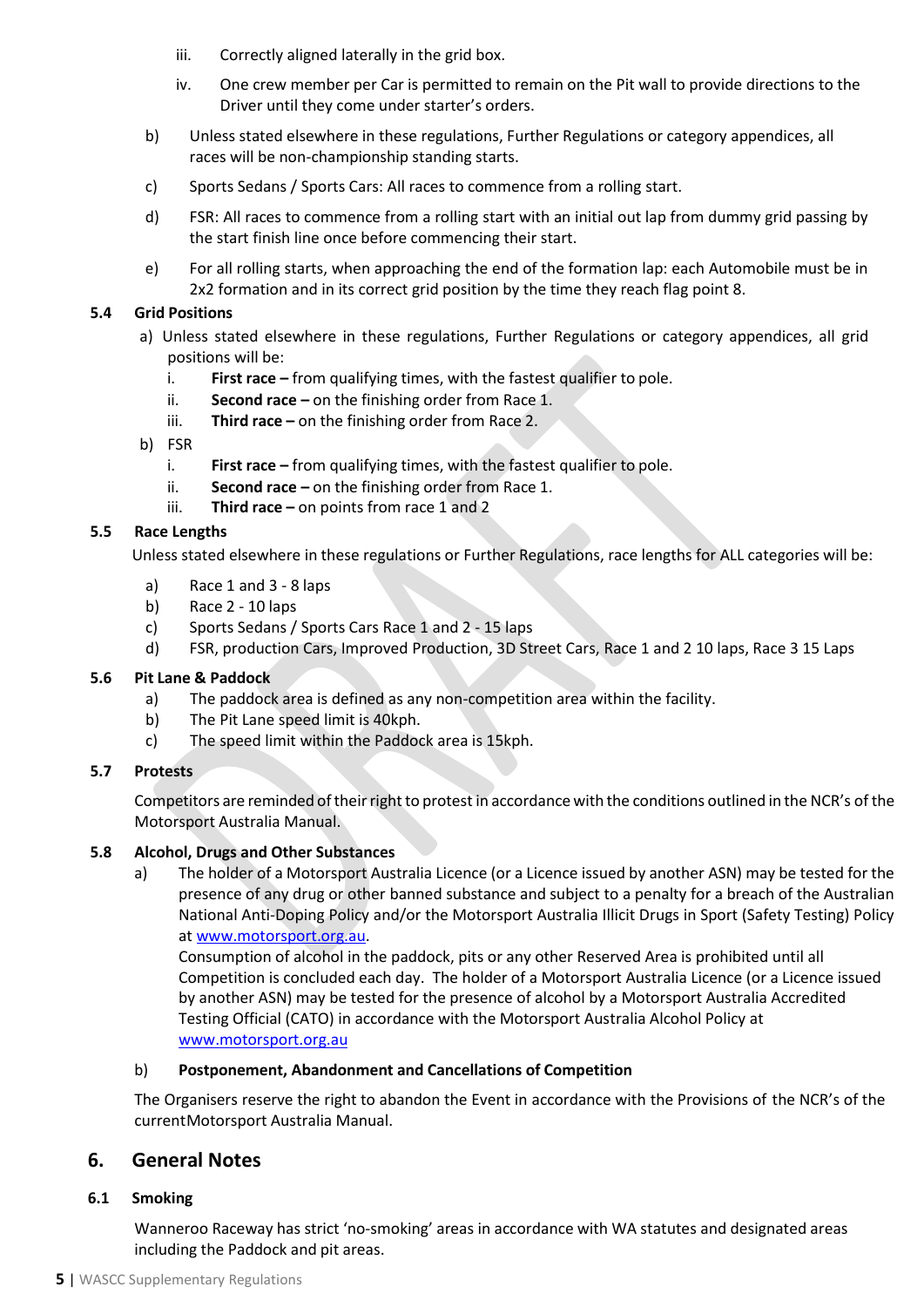iii. Correctly aligned laterally in the grid box.

iv. One crew member per Car is permitted to remain on the Pit wall to provide directions to the Driver until they come under starter's orders.

b) Unless stated elsewhere in these regulations, Further Regulations or category appendices, all races will be non-championship standing starts.

c) Sports Sedans / Sports Cars: All races to commence from a rolling start.

d) FSR: All races to commence from a rolling start with an initial out lap from dummy grid passing by the start finish line once before commencing their start.

e) For all rolling starts, when approaching the end of the formation lap: each Automobile must be in 2x2 formation and in its correct grid position by the time they reach flag point 8.

### 5.4 Grid Positions

a) Unless stated elsewhere in these regulations, Further Regulations or category appendices, all grid positions will be:

   i. **First race –** from qualifying times, with the fastest qualifier to pole.
   ii. **Second race –** on the finishing order from Race 1.
   iii. **Third race –** on the finishing order from Race 2.

b) FSR

   i. **First race –** from qualifying times, with the fastest qualifier to pole.
   ii. **Second race –** on the finishing order from Race 1.
   iii. **Third race –** on points from race 1 and 2

### 5.5 Race Lengths

Unless stated elsewhere in these regulations or Further Regulations, race lengths for ALL categories will be:

a) Race 1 and 3 - 8 laps
b) Race 2 - 10 laps
c) Sports Sedans / Sports Cars Race 1 and 2 - 15 laps
d) FSR, production Cars, Improved Production, 3D Street Cars, Race 1 and 2 10 laps, Race 3 15 Laps

### 5.6 Pit Lane & Paddock

a) The paddock area is defined as any non-competition area within the facility.
b) The Pit Lane speed limit is 40kph.
c) The speed limit within the Paddock area is 15kph.

### 5.7 Protests

Competitors are reminded of their right to protest in accordance with the conditions outlined in the NCR's of the Motorsport Australia Manual.

### 5.8 Alcohol, Drugs and Other Substances

a) The holder of a Motorsport Australia Licence (or a Licence issued by another ASN) may be tested for the presence of any drug or other banned substance and subject to a penalty for a breach of the Australian National Anti-Doping Policy and/or the Motorsport Australia Illicit Drugs in Sport (Safety Testing) Policy at www.motorsport.org.au.
Consumption of alcohol in the paddock, pits or any other Reserved Area is prohibited until all Competition is concluded each day. The holder of a Motorsport Australia Licence (or a Licence issued by another ASN) may be tested for the presence of alcohol by a Motorsport Australia Accredited Testing Official (CATO) in accordance with the Motorsport Australia Alcohol Policy at www.motorsport.org.au

b) **Postponement, Abandonment and Cancellations of Competition**

The Organisers reserve the right to abandon the Event in accordance with the Provisions of the NCR's of the currentMotorsport Australia Manual.

## 6. General Notes

### 6.1 Smoking

Wanneroo Raceway has strict 'no-smoking' areas in accordance with WA statutes and designated areas including the Paddock and pit areas.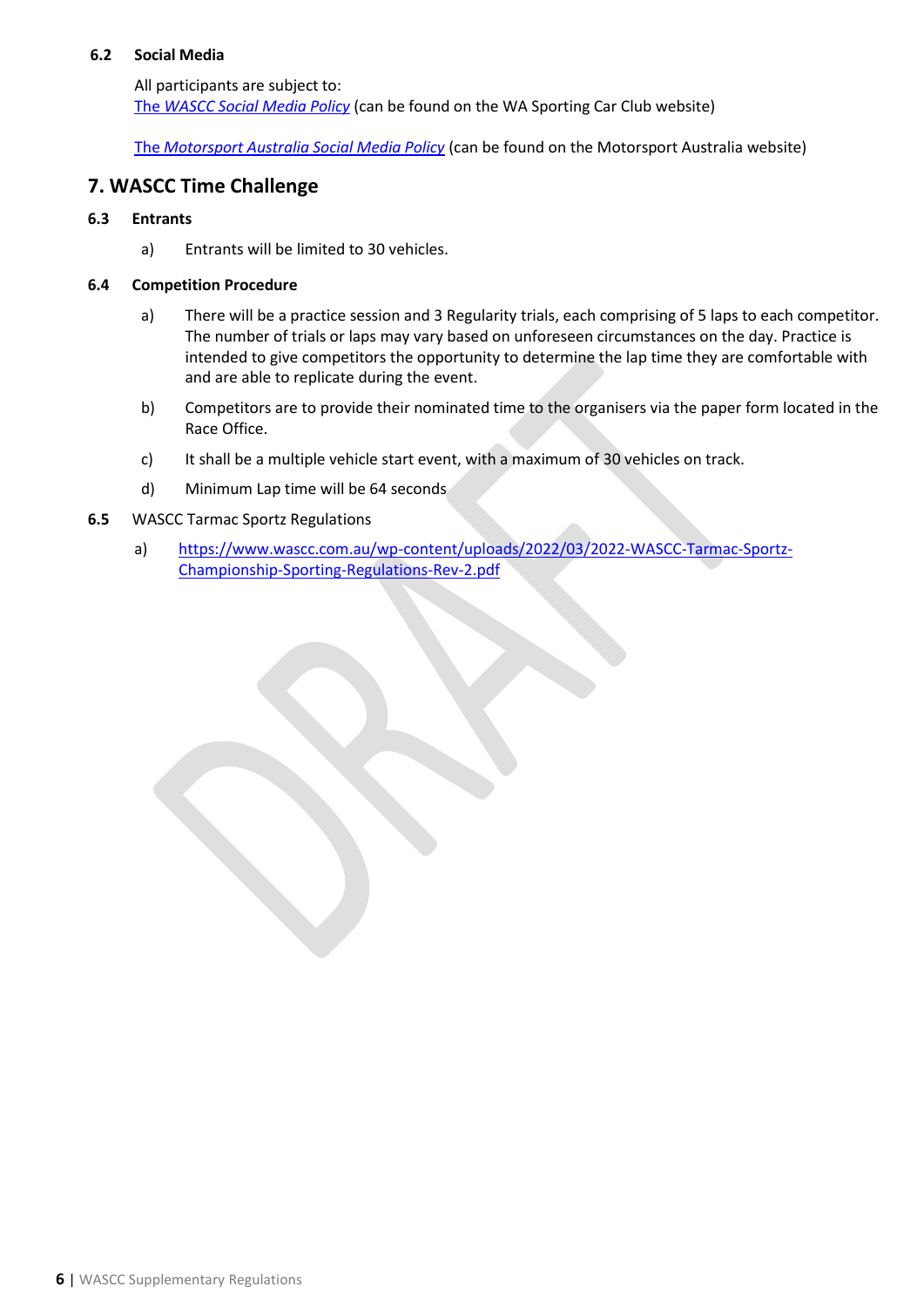### 6.2 Social Media

All participants are subject to:
[The *WASCC Social Media Policy*](#) (can be found on the WA Sporting Car Club website)

[The *Motorsport Australia Social Media Policy*](#) (can be found on the Motorsport Australia website)

## 7. WASCC Time Challenge

### 6.3 Entrants

a) Entrants will be limited to 30 vehicles.

### 6.4 Competition Procedure

a) There will be a practice session and 3 Regularity trials, each comprising of 5 laps to each competitor. The number of trials or laps may vary based on unforeseen circumstances on the day. Practice is intended to give competitors the opportunity to determine the lap time they are comfortable with and are able to replicate during the event.

b) Competitors are to provide their nominated time to the organisers via the paper form located in the Race Office.

c) It shall be a multiple vehicle start event, with a maximum of 30 vehicles on track.

d) Minimum Lap time will be 64 seconds

**6.5** WASCC Tarmac Sportz Regulations

a) https://www.wascc.com.au/wp-content/uploads/2022/03/2022-WASCC-Tarmac-Sportz-Championship-Sporting-Regulations-Rev-2.pdf